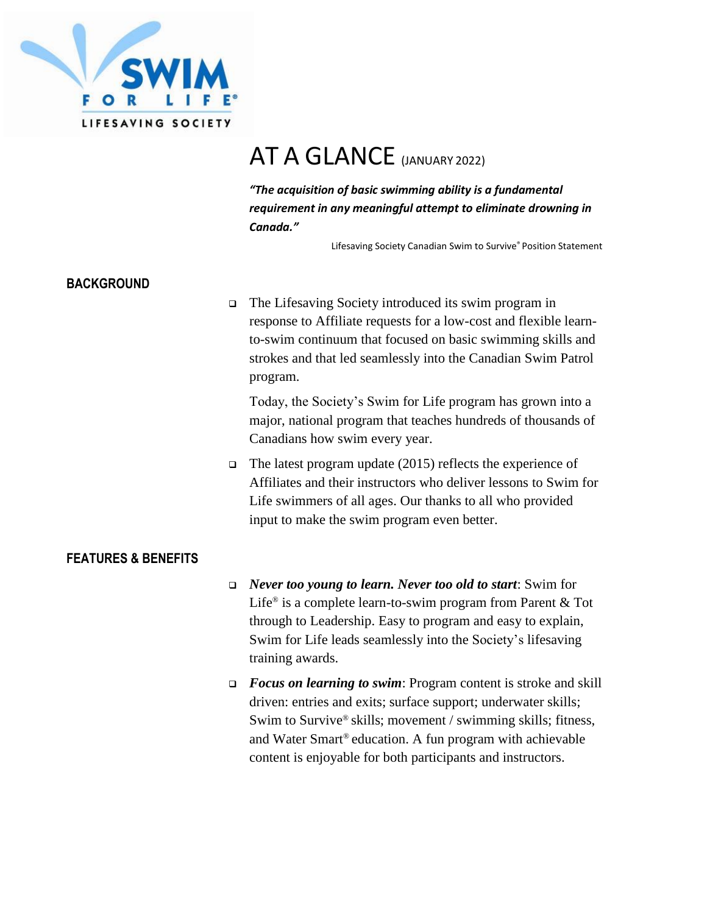SWIM FOR LIFE®

LIFESAVING SOCIETY

# AT A GLANCE (JANUARY 2022)

***"The acquisition of basic swimming ability is a fundamental requirement in any meaningful attempt to eliminate drowning in Canada."***

Lifesaving Society Canadian Swim to Survive® Position Statement

## BACKGROUND

- The Lifesaving Society introduced its swim program in response to Affiliate requests for a low-cost and flexible learn-to-swim continuum that focused on basic swimming skills and strokes and that led seamlessly into the Canadian Swim Patrol program.

  Today, the Society's Swim for Life program has grown into a major, national program that teaches hundreds of thousands of Canadians how swim every year.

- The latest program update (2015) reflects the experience of Affiliates and their instructors who deliver lessons to Swim for Life swimmers of all ages. Our thanks to all who provided input to make the swim program even better.

## FEATURES & BENEFITS

- ***Never too young to learn. Never too old to start***: Swim for Life® is a complete learn-to-swim program from Parent & Tot through to Leadership. Easy to program and easy to explain, Swim for Life leads seamlessly into the Society's lifesaving training awards.
- ***Focus on learning to swim***: Program content is stroke and skill driven: entries and exits; surface support; underwater skills; Swim to Survive® skills; movement / swimming skills; fitness, and Water Smart® education. A fun program with achievable content is enjoyable for both participants and instructors.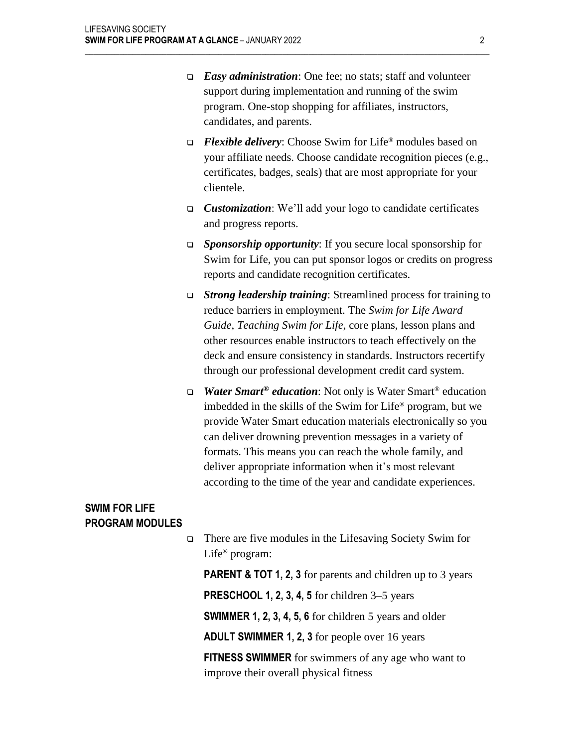- ***Easy administration***: One fee; no stats; staff and volunteer support during implementation and running of the swim program. One-stop shopping for affiliates, instructors, candidates, and parents.
- ***Flexible delivery***: Choose Swim for Life® modules based on your affiliate needs. Choose candidate recognition pieces (e.g., certificates, badges, seals) that are most appropriate for your clientele.
- ***Customization***: We'll add your logo to candidate certificates and progress reports.
- ***Sponsorship opportunity***: If you secure local sponsorship for Swim for Life, you can put sponsor logos or credits on progress reports and candidate recognition certificates.
- ***Strong leadership training***: Streamlined process for training to reduce barriers in employment. The *Swim for Life Award Guide*, *Teaching Swim for Life*, core plans, lesson plans and other resources enable instructors to teach effectively on the deck and ensure consistency in standards. Instructors recertify through our professional development credit card system.
- ***Water Smart® education***: Not only is Water Smart® education imbedded in the skills of the Swim for Life® program, but we provide Water Smart education materials electronically so you can deliver drowning prevention messages in a variety of formats. This means you can reach the whole family, and deliver appropriate information when it's most relevant according to the time of the year and candidate experiences.

## SWIM FOR LIFE PROGRAM MODULES

- There are five modules in the Lifesaving Society Swim for Life® program:

  **PARENT & TOT 1, 2, 3** for parents and children up to 3 years

  **PRESCHOOL 1, 2, 3, 4, 5** for children 3–5 years

  **SWIMMER 1, 2, 3, 4, 5, 6** for children 5 years and older

  **ADULT SWIMMER 1, 2, 3** for people over 16 years

  **FITNESS SWIMMER** for swimmers of any age who want to improve their overall physical fitness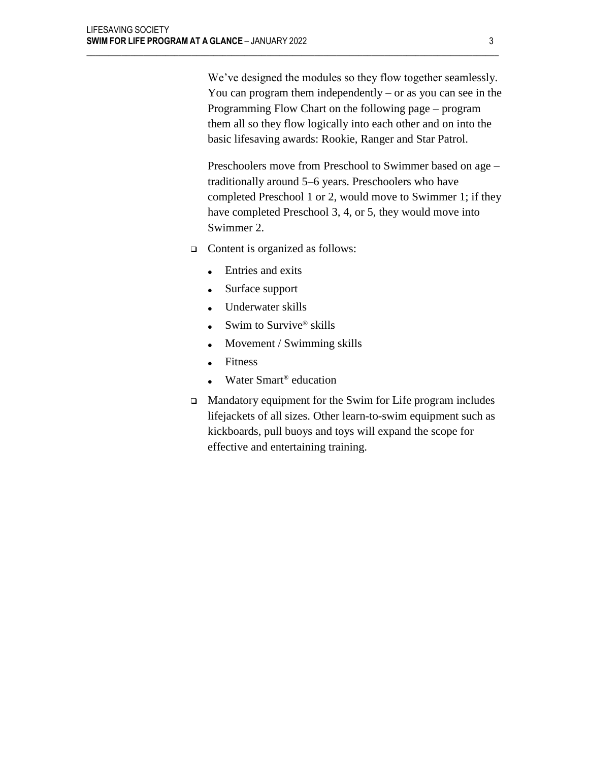We've designed the modules so they flow together seamlessly. You can program them independently – or as you can see in the Programming Flow Chart on the following page – program them all so they flow logically into each other and on into the basic lifesaving awards: Rookie, Ranger and Star Patrol.

Preschoolers move from Preschool to Swimmer based on age – traditionally around 5–6 years. Preschoolers who have completed Preschool 1 or 2, would move to Swimmer 1; if they have completed Preschool 3, 4, or 5, they would move into Swimmer 2.

- Content is organized as follows:
  - Entries and exits
  - Surface support
  - Underwater skills
  - Swim to Survive® skills
  - Movement / Swimming skills
  - Fitness
  - Water Smart® education
- Mandatory equipment for the Swim for Life program includes lifejackets of all sizes. Other learn-to-swim equipment such as kickboards, pull buoys and toys will expand the scope for effective and entertaining training.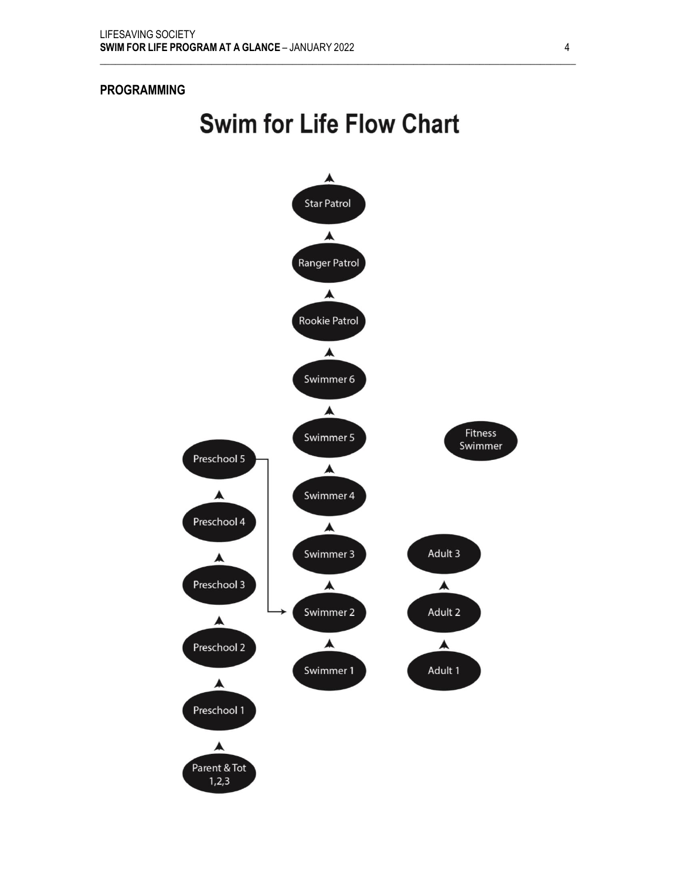## PROGRAMMING

# Swim for Life Flow Chart

- Parent & Tot 1,2,3 → Preschool 1 → Preschool 2 → Preschool 3 → Preschool 4 → Preschool 5 → Swimmer 2
- Swimmer 1 → Swimmer 2 → Swimmer 3 → Swimmer 4 → Swimmer 5 → Swimmer 6 → Rookie Patrol → Ranger Patrol → Star Patrol
- Adult 1 → Adult 2 → Adult 3
- Fitness Swimmer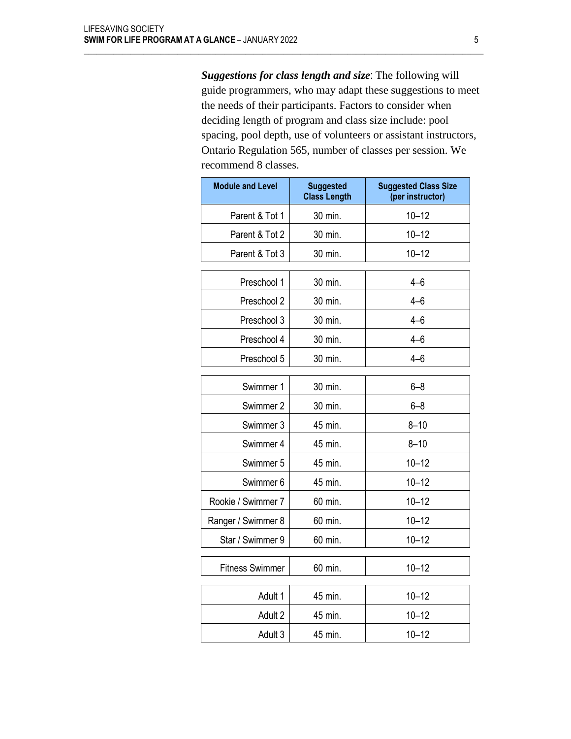***Suggestions for class length and size***: The following will guide programmers, who may adapt these suggestions to meet the needs of their participants. Factors to consider when deciding length of program and class size include: pool spacing, pool depth, use of volunteers or assistant instructors, Ontario Regulation 565, number of classes per session. We recommend 8 classes.

| Module and Level | Suggested Class Length | Suggested Class Size (per instructor) |
|---|---|---|
| Parent & Tot 1 | 30 min. | 10–12 |
| Parent & Tot 2 | 30 min. | 10–12 |
| Parent & Tot 3 | 30 min. | 10–12 |
| Preschool 1 | 30 min. | 4–6 |
| Preschool 2 | 30 min. | 4–6 |
| Preschool 3 | 30 min. | 4–6 |
| Preschool 4 | 30 min. | 4–6 |
| Preschool 5 | 30 min. | 4–6 |
| Swimmer 1 | 30 min. | 6–8 |
| Swimmer 2 | 30 min. | 6–8 |
| Swimmer 3 | 45 min. | 8–10 |
| Swimmer 4 | 45 min. | 8–10 |
| Swimmer 5 | 45 min. | 10–12 |
| Swimmer 6 | 45 min. | 10–12 |
| Rookie / Swimmer 7 | 60 min. | 10–12 |
| Ranger / Swimmer 8 | 60 min. | 10–12 |
| Star / Swimmer 9 | 60 min. | 10–12 |
| Fitness Swimmer | 60 min. | 10–12 |
| Adult 1 | 45 min. | 10–12 |
| Adult 2 | 45 min. | 10–12 |
| Adult 3 | 45 min. | 10–12 |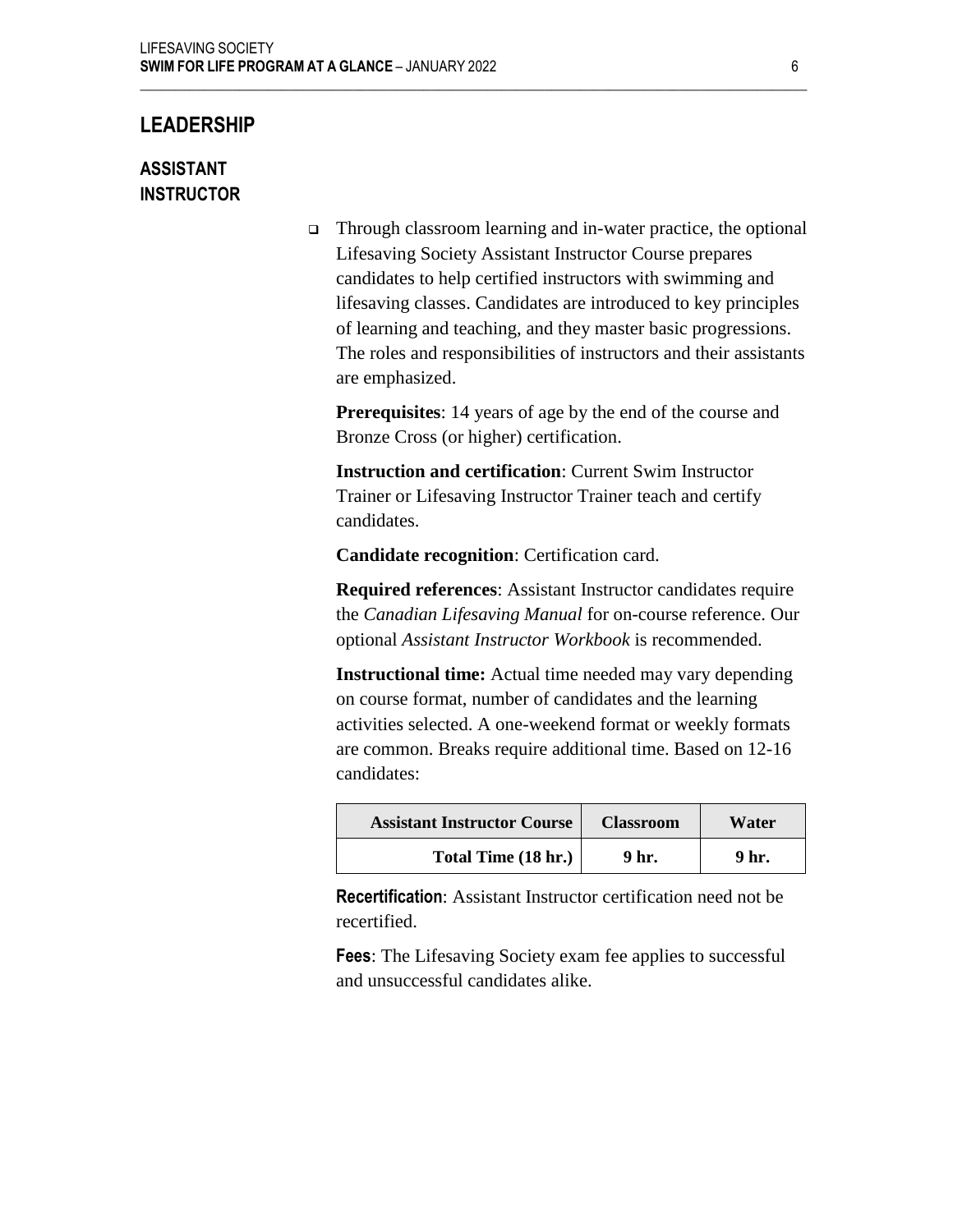## LEADERSHIP

### ASSISTANT INSTRUCTOR

- Through classroom learning and in-water practice, the optional Lifesaving Society Assistant Instructor Course prepares candidates to help certified instructors with swimming and lifesaving classes. Candidates are introduced to key principles of learning and teaching, and they master basic progressions. The roles and responsibilities of instructors and their assistants are emphasized.

  **Prerequisites**: 14 years of age by the end of the course and Bronze Cross (or higher) certification.

  **Instruction and certification**: Current Swim Instructor Trainer or Lifesaving Instructor Trainer teach and certify candidates.

  **Candidate recognition**: Certification card.

  **Required references**: Assistant Instructor candidates require the *Canadian Lifesaving Manual* for on-course reference. Our optional *Assistant Instructor Workbook* is recommended.

  **Instructional time:** Actual time needed may vary depending on course format, number of candidates and the learning activities selected. A one-weekend format or weekly formats are common. Breaks require additional time. Based on 12-16 candidates:

| Assistant Instructor Course | Classroom | Water |
|---:|:---:|:---:|
| **Total Time (18 hr.)** | **9 hr.** | **9 hr.** |

  **Recertification**: Assistant Instructor certification need not be recertified.

  **Fees**: The Lifesaving Society exam fee applies to successful and unsuccessful candidates alike.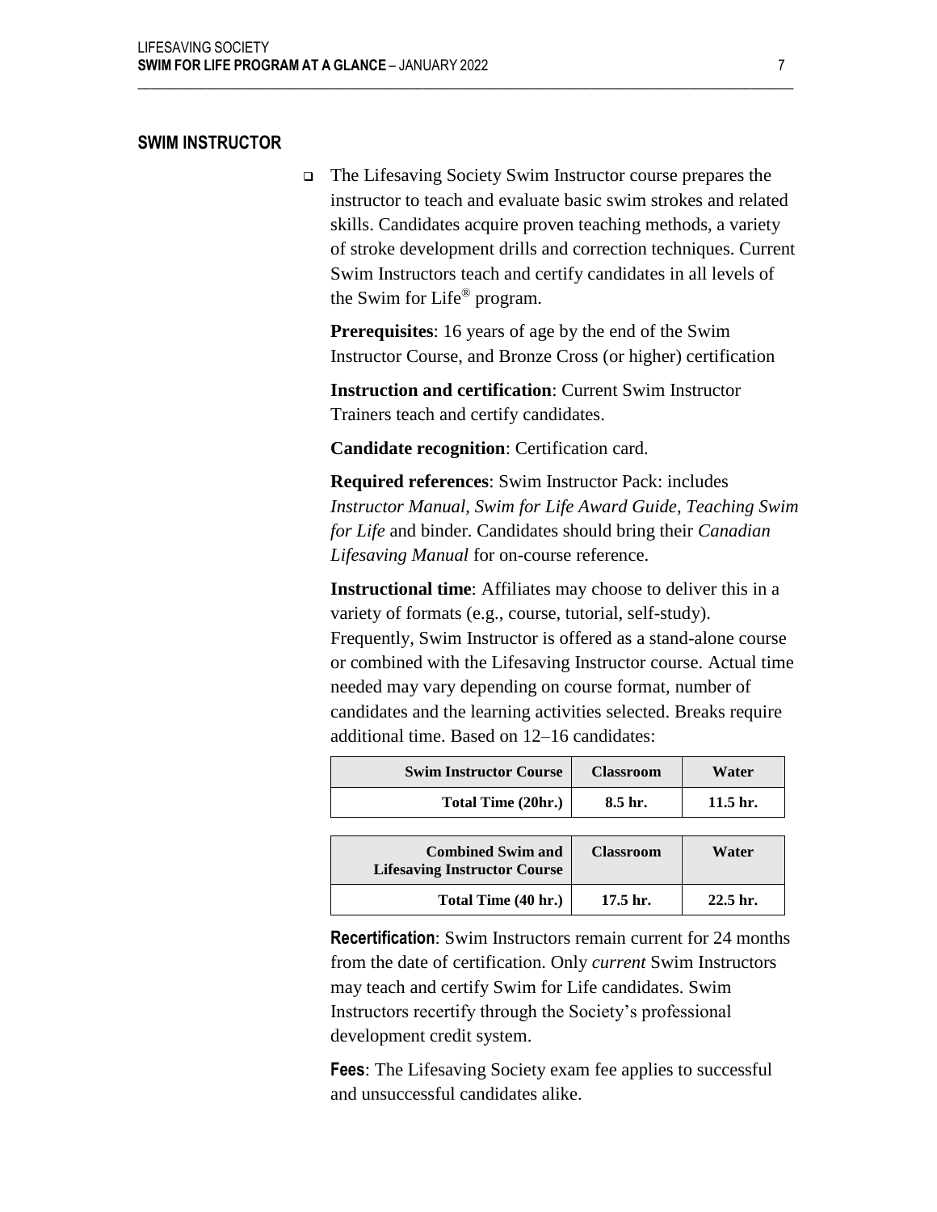## SWIM INSTRUCTOR

- The Lifesaving Society Swim Instructor course prepares the instructor to teach and evaluate basic swim strokes and related skills. Candidates acquire proven teaching methods, a variety of stroke development drills and correction techniques. Current Swim Instructors teach and certify candidates in all levels of the Swim for Life® program.

  **Prerequisites**: 16 years of age by the end of the Swim Instructor Course, and Bronze Cross (or higher) certification

  **Instruction and certification**: Current Swim Instructor Trainers teach and certify candidates.

  **Candidate recognition**: Certification card.

  **Required references**: Swim Instructor Pack: includes *Instructor Manual*, *Swim for Life Award Guide*, *Teaching Swim for Life* and binder. Candidates should bring their *Canadian Lifesaving Manual* for on-course reference.

  **Instructional time**: Affiliates may choose to deliver this in a variety of formats (e.g., course, tutorial, self-study). Frequently, Swim Instructor is offered as a stand-alone course or combined with the Lifesaving Instructor course. Actual time needed may vary depending on course format, number of candidates and the learning activities selected. Breaks require additional time. Based on 12–16 candidates:

| Swim Instructor Course | Classroom | Water |
|---|---|---|
| Total Time (20hr.) | 8.5 hr. | 11.5 hr. |

| Combined Swim and Lifesaving Instructor Course | Classroom | Water |
|---|---|---|
| Total Time (40 hr.) | 17.5 hr. | 22.5 hr. |

  **Recertification**: Swim Instructors remain current for 24 months from the date of certification. Only *current* Swim Instructors may teach and certify Swim for Life candidates. Swim Instructors recertify through the Society's professional development credit system.

  **Fees**: The Lifesaving Society exam fee applies to successful and unsuccessful candidates alike.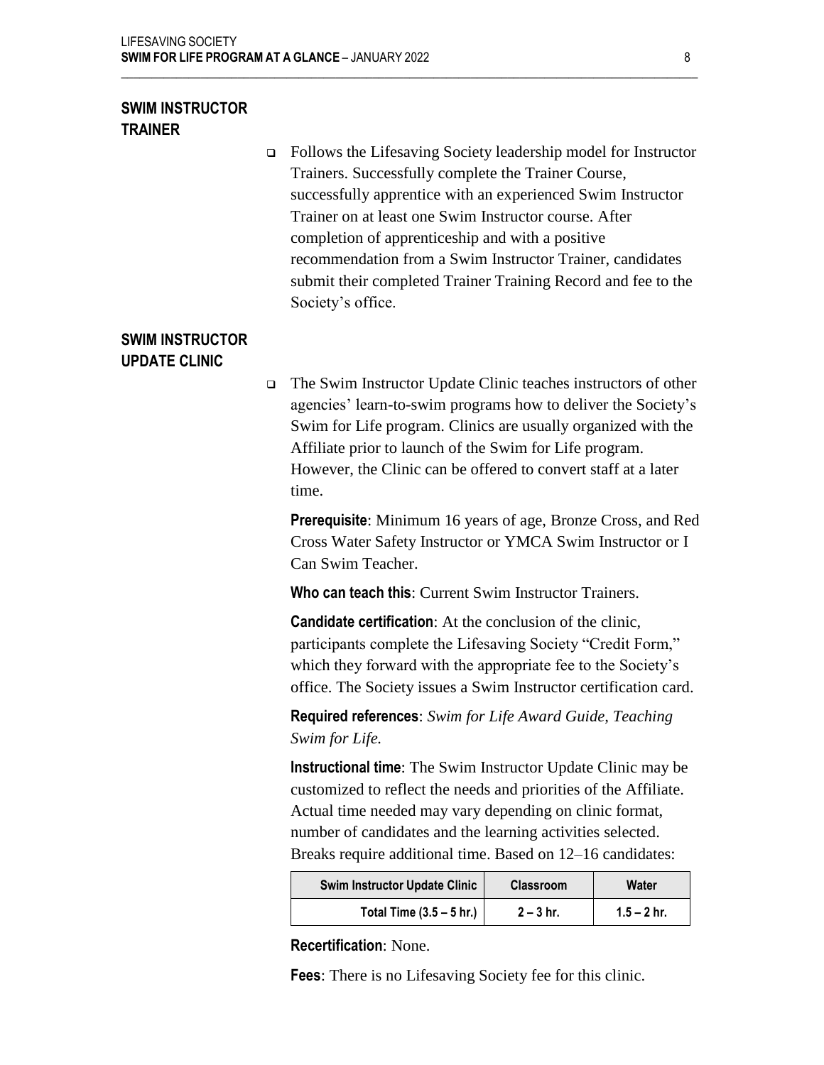## SWIM INSTRUCTOR TRAINER

- Follows the Lifesaving Society leadership model for Instructor Trainers. Successfully complete the Trainer Course, successfully apprentice with an experienced Swim Instructor Trainer on at least one Swim Instructor course. After completion of apprenticeship and with a positive recommendation from a Swim Instructor Trainer, candidates submit their completed Trainer Training Record and fee to the Society's office.

## SWIM INSTRUCTOR UPDATE CLINIC

- The Swim Instructor Update Clinic teaches instructors of other agencies' learn-to-swim programs how to deliver the Society's Swim for Life program. Clinics are usually organized with the Affiliate prior to launch of the Swim for Life program. However, the Clinic can be offered to convert staff at a later time.

  **Prerequisite**: Minimum 16 years of age, Bronze Cross, and Red Cross Water Safety Instructor or YMCA Swim Instructor or I Can Swim Teacher.

  **Who can teach this**: Current Swim Instructor Trainers.

  **Candidate certification**: At the conclusion of the clinic, participants complete the Lifesaving Society "Credit Form," which they forward with the appropriate fee to the Society's office. The Society issues a Swim Instructor certification card.

  **Required references**: *Swim for Life Award Guide, Teaching Swim for Life.*

  **Instructional time**: The Swim Instructor Update Clinic may be customized to reflect the needs and priorities of the Affiliate. Actual time needed may vary depending on clinic format, number of candidates and the learning activities selected. Breaks require additional time. Based on 12–16 candidates:

  | Swim Instructor Update Clinic | Classroom | Water |
  |---|---|---|
  | Total Time (3.5 – 5 hr.) | 2 – 3 hr. | 1.5 – 2 hr. |

  **Recertification**: None.

  **Fees**: There is no Lifesaving Society fee for this clinic.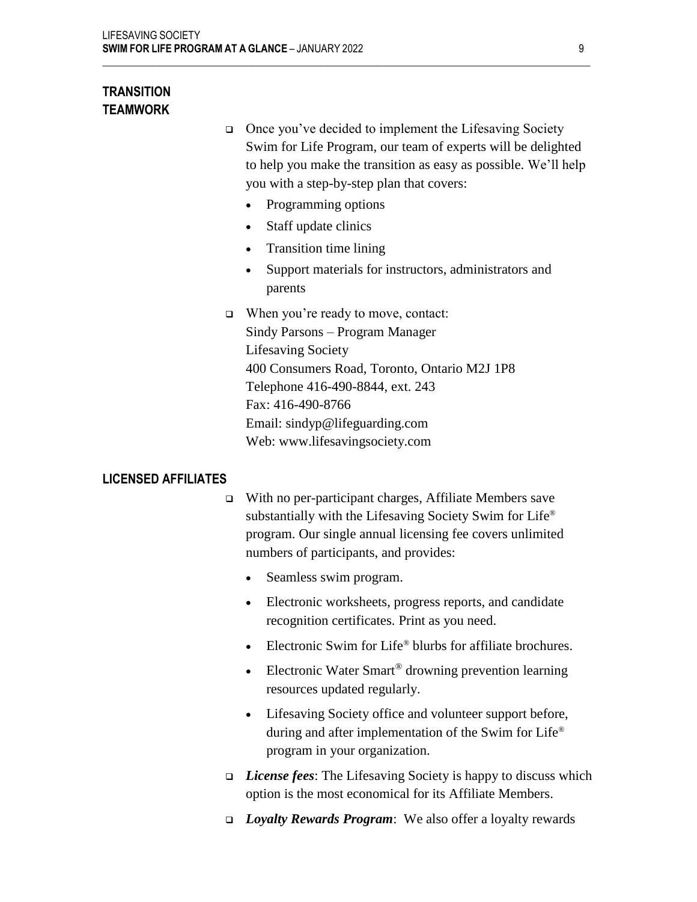## TRANSITION TEAMWORK

- Once you've decided to implement the Lifesaving Society Swim for Life Program, our team of experts will be delighted to help you make the transition as easy as possible. We'll help you with a step-by-step plan that covers:
  - Programming options
  - Staff update clinics
  - Transition time lining
  - Support materials for instructors, administrators and parents
- When you're ready to move, contact:
  Sindy Parsons – Program Manager
  Lifesaving Society
  400 Consumers Road, Toronto, Ontario M2J 1P8
  Telephone 416-490-8844, ext. 243
  Fax: 416-490-8766
  Email: sindyp@lifeguarding.com
  Web: www.lifesavingsociety.com

## LICENSED AFFILIATES

- With no per-participant charges, Affiliate Members save substantially with the Lifesaving Society Swim for Life® program. Our single annual licensing fee covers unlimited numbers of participants, and provides:
  - Seamless swim program.
  - Electronic worksheets, progress reports, and candidate recognition certificates. Print as you need.
  - Electronic Swim for Life® blurbs for affiliate brochures.
  - Electronic Water Smart® drowning prevention learning resources updated regularly.
  - Lifesaving Society office and volunteer support before, during and after implementation of the Swim for Life® program in your organization.
- ***License fees***: The Lifesaving Society is happy to discuss which option is the most economical for its Affiliate Members.
- ***Loyalty Rewards Program***: We also offer a loyalty rewards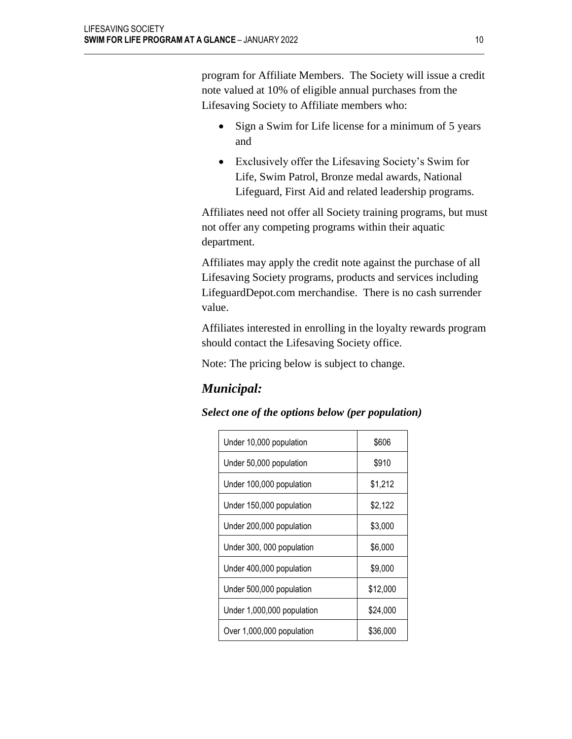program for Affiliate Members. The Society will issue a credit note valued at 10% of eligible annual purchases from the Lifesaving Society to Affiliate members who:

- Sign a Swim for Life license for a minimum of 5 years and
- Exclusively offer the Lifesaving Society's Swim for Life, Swim Patrol, Bronze medal awards, National Lifeguard, First Aid and related leadership programs.

Affiliates need not offer all Society training programs, but must not offer any competing programs within their aquatic department.

Affiliates may apply the credit note against the purchase of all Lifesaving Society programs, products and services including LifeguardDepot.com merchandise. There is no cash surrender value.

Affiliates interested in enrolling in the loyalty rewards program should contact the Lifesaving Society office.

Note: The pricing below is subject to change.

## *Municipal:*

***Select one of the options below (per population)***

| | |
|---|---|
| Under 10,000 population | $606 |
| Under 50,000 population | $910 |
| Under 100,000 population | $1,212 |
| Under 150,000 population | $2,122 |
| Under 200,000 population | $3,000 |
| Under 300, 000 population | $6,000 |
| Under 400,000 population | $9,000 |
| Under 500,000 population | $12,000 |
| Under 1,000,000 population | $24,000 |
| Over 1,000,000 population | $36,000 |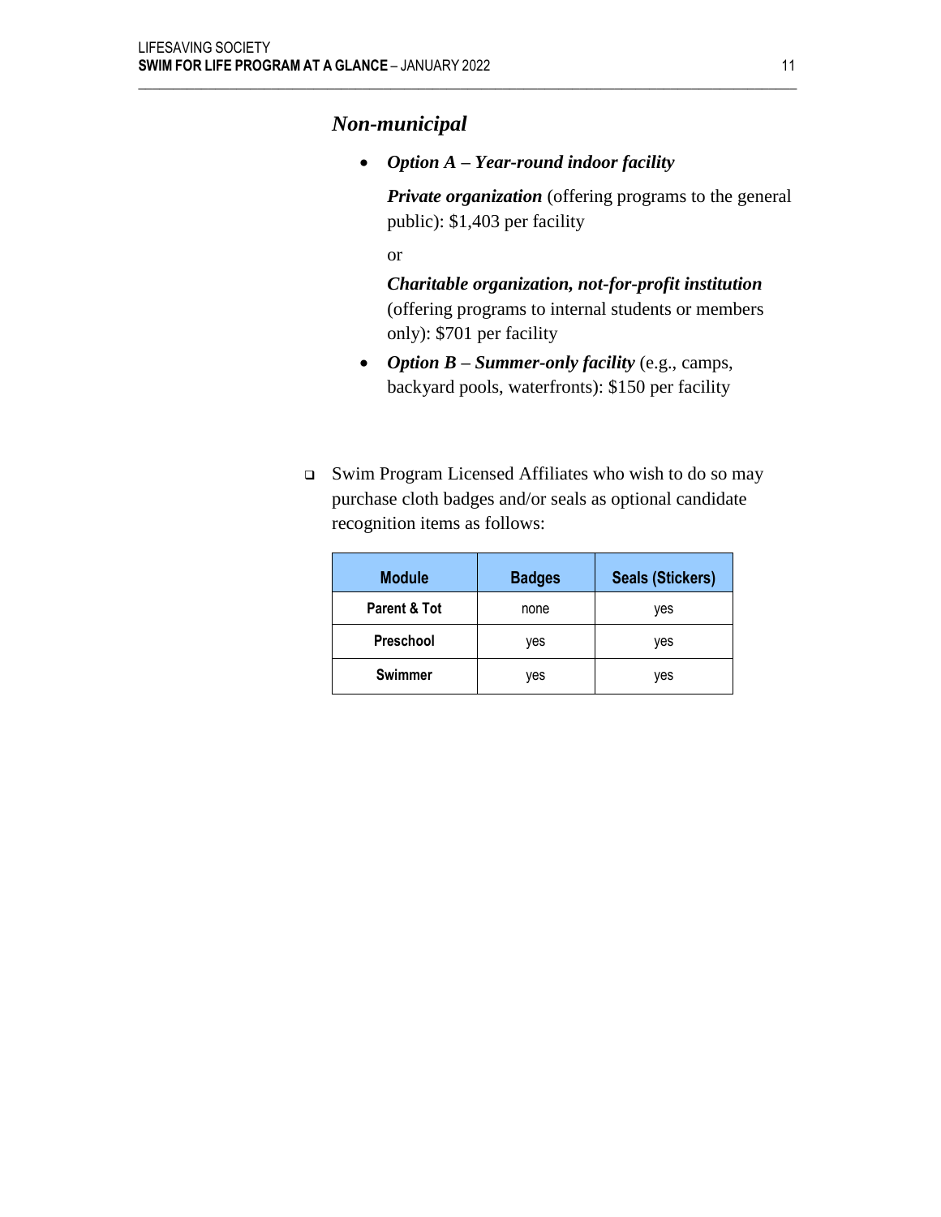### *Non-municipal*

- ***Option A – Year-round indoor facility***

  ***Private organization*** (offering programs to the general public): $1,403 per facility

  or

  ***Charitable organization, not-for-profit institution*** (offering programs to internal students or members only): $701 per facility

- ***Option B – Summer-only facility*** (e.g., camps, backyard pools, waterfronts): $150 per facility

- Swim Program Licensed Affiliates who wish to do so may purchase cloth badges and/or seals as optional candidate recognition items as follows:

| Module | Badges | Seals (Stickers) |
|---|---|---|
| **Parent & Tot** | none | yes |
| **Preschool** | yes | yes |
| **Swimmer** | yes | yes |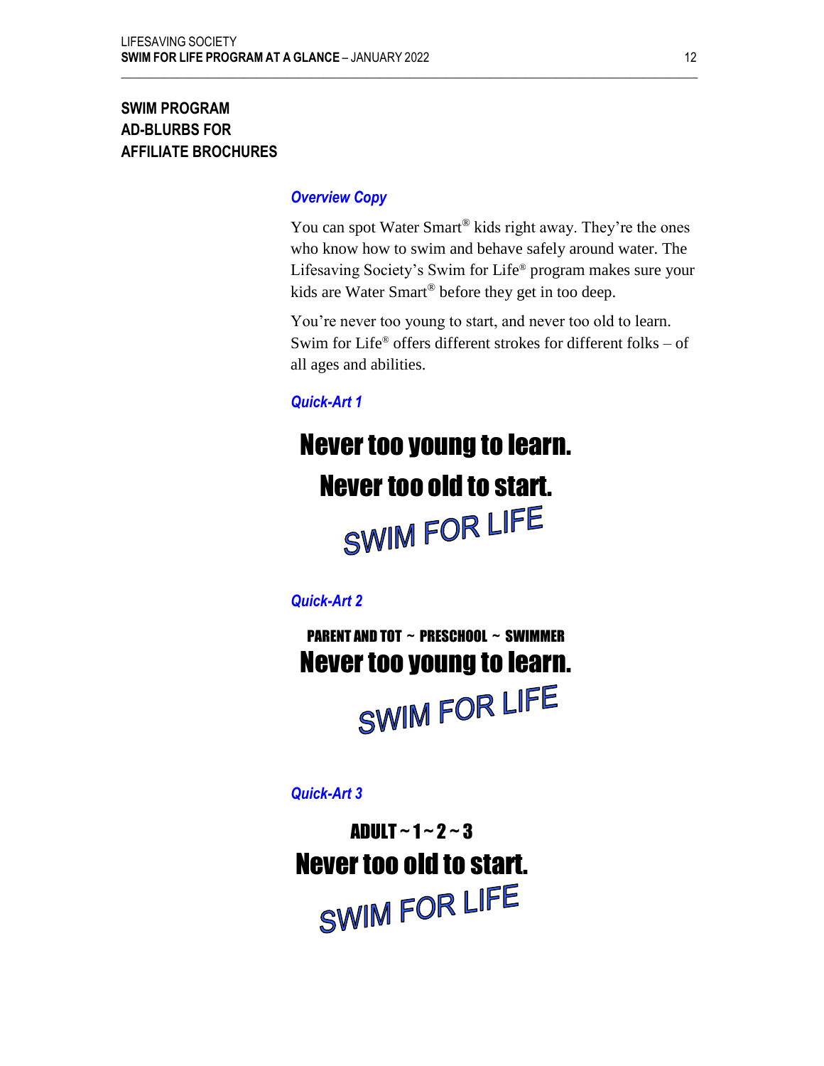# SWIM PROGRAM AD-BLURBS FOR AFFILIATE BROCHURES

### *Overview Copy*

You can spot Water Smart® kids right away. They're the ones who know how to swim and behave safely around water. The Lifesaving Society's Swim for Life® program makes sure your kids are Water Smart® before they get in too deep.

You're never too young to start, and never too old to learn. Swim for Life® offers different strokes for different folks – of all ages and abilities.

### *Quick-Art 1*

**Never too young to learn.**

**Never too old to start.**

SWIM FOR LIFE

### *Quick-Art 2*

**PARENT AND TOT ~ PRESCHOOL ~ SWIMMER**

**Never too young to learn.**

SWIM FOR LIFE

### *Quick-Art 3*

**ADULT ~ 1 ~ 2 ~ 3**

**Never too old to start.**

SWIM FOR LIFE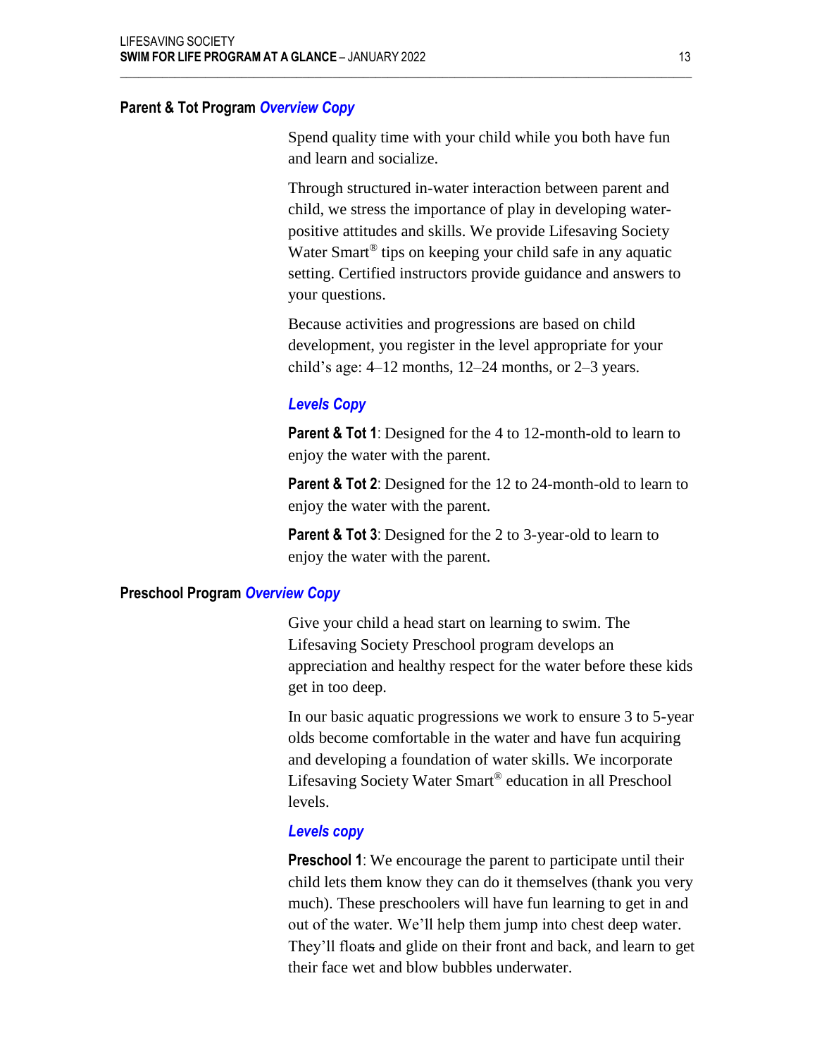### Parent & Tot Program *Overview Copy*

Spend quality time with your child while you both have fun and learn and socialize.

Through structured in-water interaction between parent and child, we stress the importance of play in developing water-positive attitudes and skills. We provide Lifesaving Society Water Smart® tips on keeping your child safe in any aquatic setting. Certified instructors provide guidance and answers to your questions.

Because activities and progressions are based on child development, you register in the level appropriate for your child's age: 4–12 months, 12–24 months, or 2–3 years.

#### *Levels Copy*

**Parent & Tot 1**: Designed for the 4 to 12-month-old to learn to enjoy the water with the parent.

**Parent & Tot 2**: Designed for the 12 to 24-month-old to learn to enjoy the water with the parent.

**Parent & Tot 3**: Designed for the 2 to 3-year-old to learn to enjoy the water with the parent.

### Preschool Program *Overview Copy*

Give your child a head start on learning to swim. The Lifesaving Society Preschool program develops an appreciation and healthy respect for the water before these kids get in too deep.

In our basic aquatic progressions we work to ensure 3 to 5-year olds become comfortable in the water and have fun acquiring and developing a foundation of water skills. We incorporate Lifesaving Society Water Smart® education in all Preschool levels.

#### *Levels copy*

**Preschool 1**: We encourage the parent to participate until their child lets them know they can do it themselves (thank you very much). These preschoolers will have fun learning to get in and out of the water. We'll help them jump into chest deep water. They'll floats and glide on their front and back, and learn to get their face wet and blow bubbles underwater.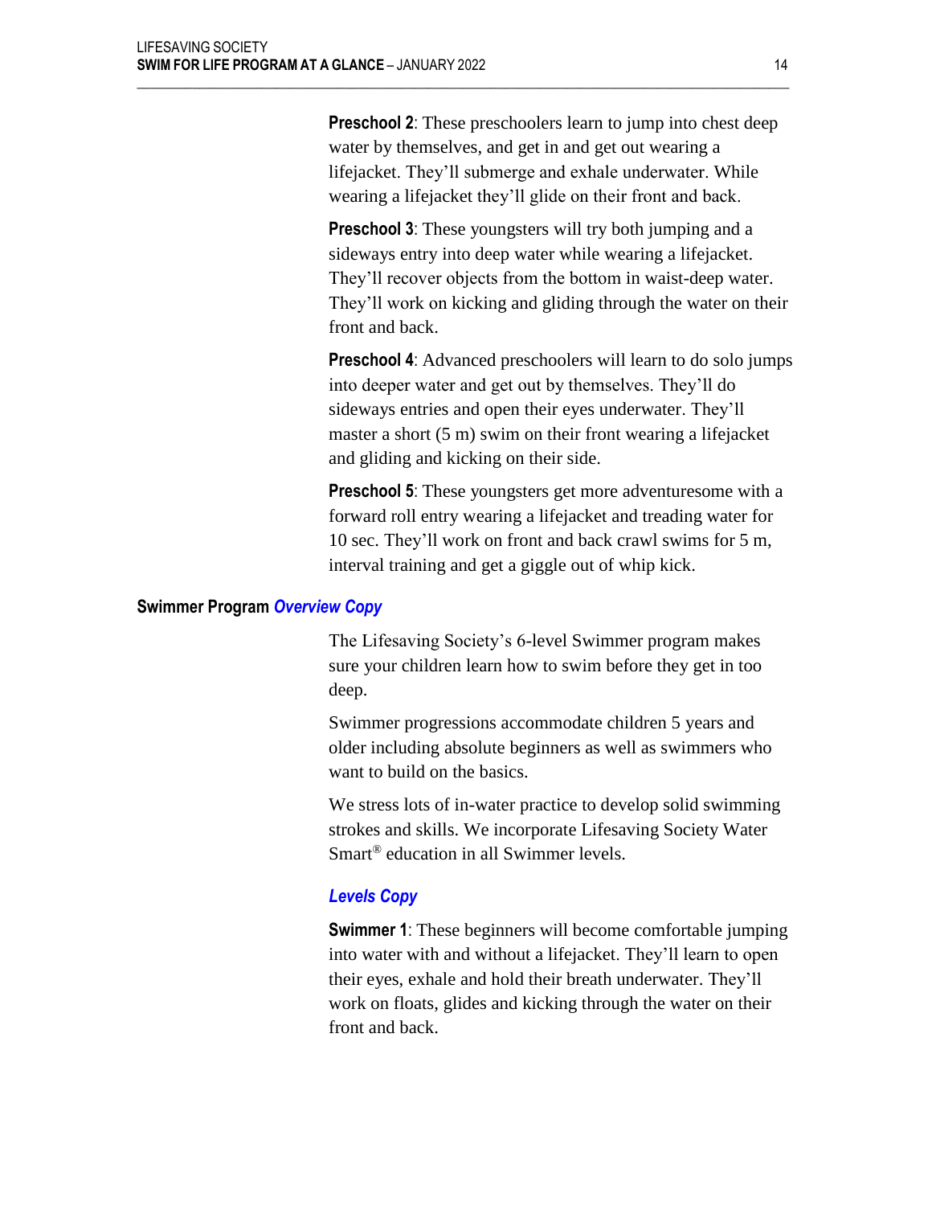**Preschool 2**: These preschoolers learn to jump into chest deep water by themselves, and get in and get out wearing a lifejacket. They'll submerge and exhale underwater. While wearing a lifejacket they'll glide on their front and back.

**Preschool 3**: These youngsters will try both jumping and a sideways entry into deep water while wearing a lifejacket. They'll recover objects from the bottom in waist-deep water. They'll work on kicking and gliding through the water on their front and back.

**Preschool 4**: Advanced preschoolers will learn to do solo jumps into deeper water and get out by themselves. They'll do sideways entries and open their eyes underwater. They'll master a short (5 m) swim on their front wearing a lifejacket and gliding and kicking on their side.

**Preschool 5**: These youngsters get more adventuresome with a forward roll entry wearing a lifejacket and treading water for 10 sec. They'll work on front and back crawl swims for 5 m, interval training and get a giggle out of whip kick.

### Swimmer Program *Overview Copy*

The Lifesaving Society's 6-level Swimmer program makes sure your children learn how to swim before they get in too deep.

Swimmer progressions accommodate children 5 years and older including absolute beginners as well as swimmers who want to build on the basics.

We stress lots of in-water practice to develop solid swimming strokes and skills. We incorporate Lifesaving Society Water Smart® education in all Swimmer levels.

#### *Levels Copy*

**Swimmer 1**: These beginners will become comfortable jumping into water with and without a lifejacket. They'll learn to open their eyes, exhale and hold their breath underwater. They'll work on floats, glides and kicking through the water on their front and back.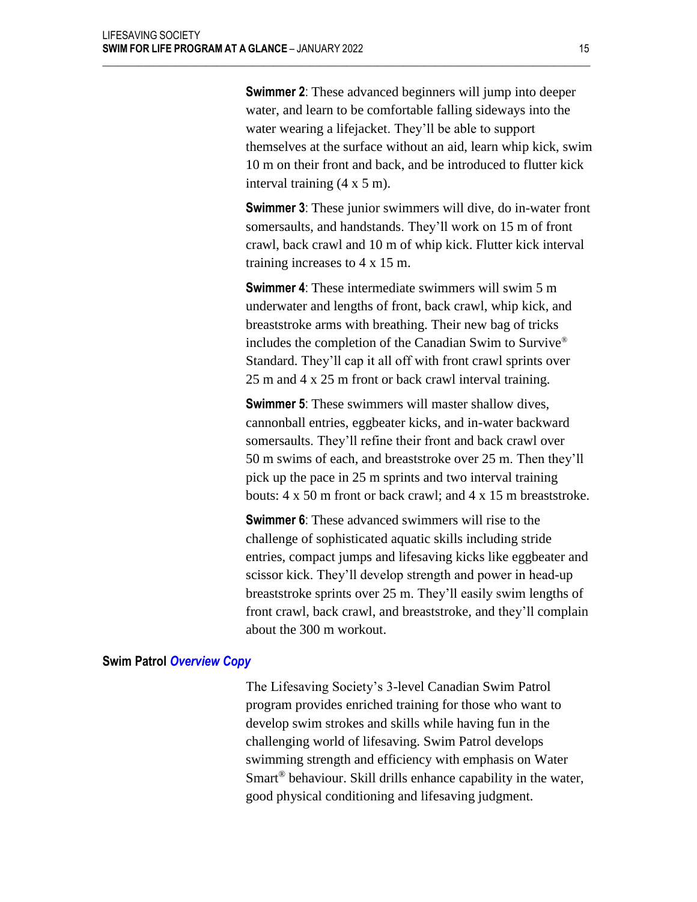**Swimmer 2**: These advanced beginners will jump into deeper water, and learn to be comfortable falling sideways into the water wearing a lifejacket. They'll be able to support themselves at the surface without an aid, learn whip kick, swim 10 m on their front and back, and be introduced to flutter kick interval training (4 x 5 m).

**Swimmer 3**: These junior swimmers will dive, do in-water front somersaults, and handstands. They'll work on 15 m of front crawl, back crawl and 10 m of whip kick. Flutter kick interval training increases to 4 x 15 m.

**Swimmer 4**: These intermediate swimmers will swim 5 m underwater and lengths of front, back crawl, whip kick, and breaststroke arms with breathing. Their new bag of tricks includes the completion of the Canadian Swim to Survive® Standard. They'll cap it all off with front crawl sprints over 25 m and 4 x 25 m front or back crawl interval training.

**Swimmer 5**: These swimmers will master shallow dives, cannonball entries, eggbeater kicks, and in-water backward somersaults. They'll refine their front and back crawl over 50 m swims of each, and breaststroke over 25 m. Then they'll pick up the pace in 25 m sprints and two interval training bouts: 4 x 50 m front or back crawl; and 4 x 15 m breaststroke.

**Swimmer 6**: These advanced swimmers will rise to the challenge of sophisticated aquatic skills including stride entries, compact jumps and lifesaving kicks like eggbeater and scissor kick. They'll develop strength and power in head-up breaststroke sprints over 25 m. They'll easily swim lengths of front crawl, back crawl, and breaststroke, and they'll complain about the 300 m workout.

### Swim Patrol *Overview Copy*

The Lifesaving Society's 3-level Canadian Swim Patrol program provides enriched training for those who want to develop swim strokes and skills while having fun in the challenging world of lifesaving. Swim Patrol develops swimming strength and efficiency with emphasis on Water Smart® behaviour. Skill drills enhance capability in the water, good physical conditioning and lifesaving judgment.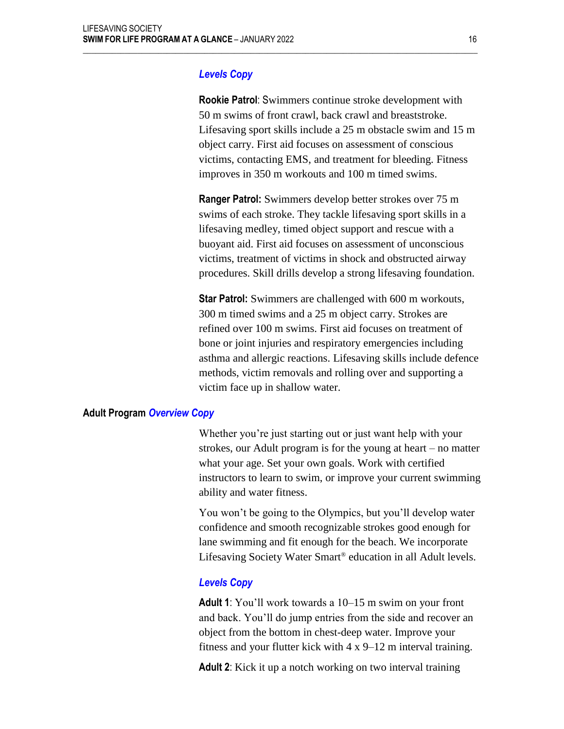***Levels Copy***

**Rookie Patrol**: Swimmers continue stroke development with 50 m swims of front crawl, back crawl and breaststroke. Lifesaving sport skills include a 25 m obstacle swim and 15 m object carry. First aid focuses on assessment of conscious victims, contacting EMS, and treatment for bleeding. Fitness improves in 350 m workouts and 100 m timed swims.

**Ranger Patrol:** Swimmers develop better strokes over 75 m swims of each stroke. They tackle lifesaving sport skills in a lifesaving medley, timed object support and rescue with a buoyant aid. First aid focuses on assessment of unconscious victims, treatment of victims in shock and obstructed airway procedures. Skill drills develop a strong lifesaving foundation.

**Star Patrol:** Swimmers are challenged with 600 m workouts, 300 m timed swims and a 25 m object carry. Strokes are refined over 100 m swims. First aid focuses on treatment of bone or joint injuries and respiratory emergencies including asthma and allergic reactions. Lifesaving skills include defence methods, victim removals and rolling over and supporting a victim face up in shallow water.

## Adult Program ***Overview Copy***

Whether you're just starting out or just want help with your strokes, our Adult program is for the young at heart – no matter what your age. Set your own goals. Work with certified instructors to learn to swim, or improve your current swimming ability and water fitness.

You won't be going to the Olympics, but you'll develop water confidence and smooth recognizable strokes good enough for lane swimming and fit enough for the beach. We incorporate Lifesaving Society Water Smart® education in all Adult levels.

***Levels Copy***

**Adult 1**: You'll work towards a 10–15 m swim on your front and back. You'll do jump entries from the side and recover an object from the bottom in chest-deep water. Improve your fitness and your flutter kick with 4 x 9–12 m interval training.

**Adult 2**: Kick it up a notch working on two interval training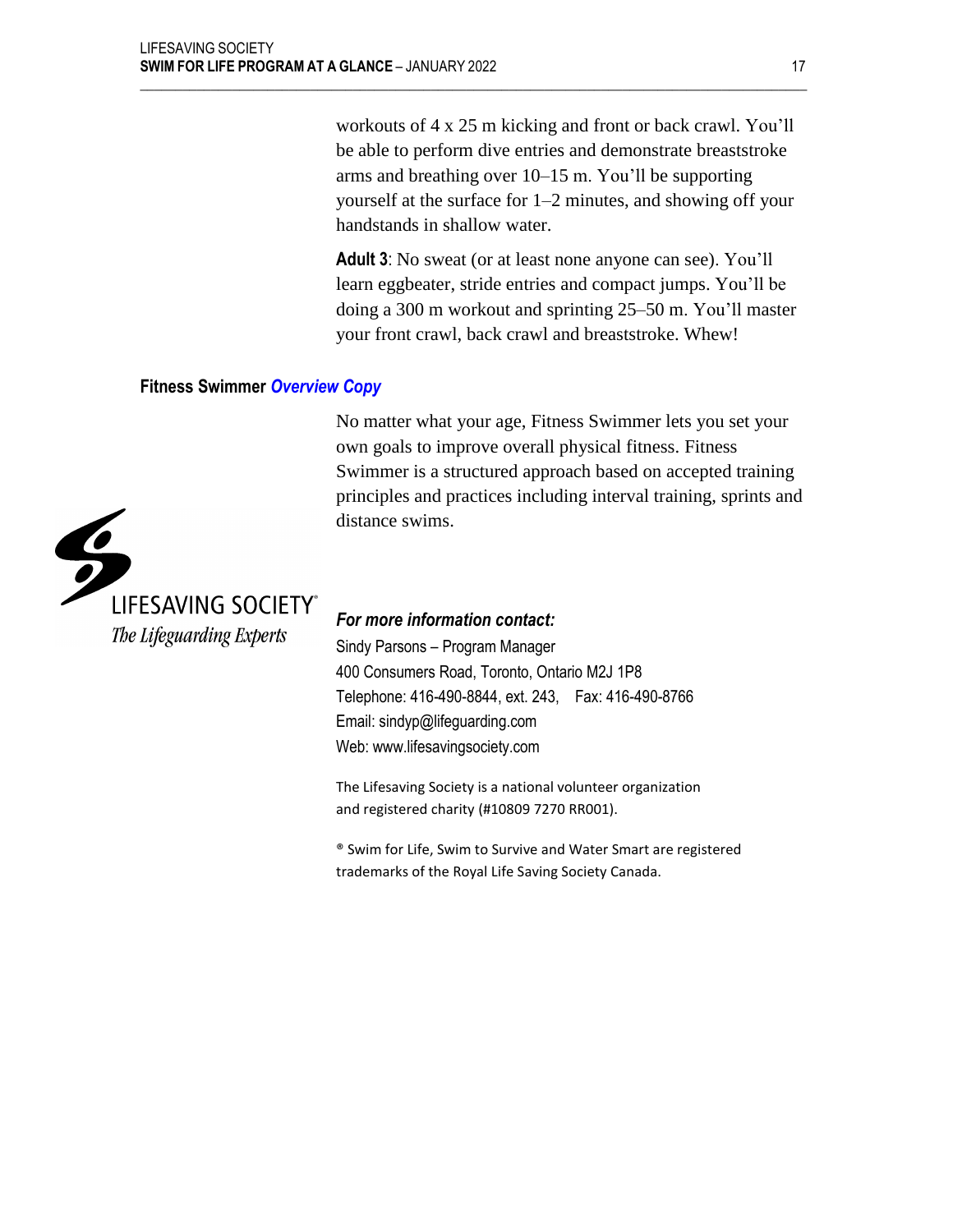workouts of 4 x 25 m kicking and front or back crawl. You'll be able to perform dive entries and demonstrate breaststroke arms and breathing over 10–15 m. You'll be supporting yourself at the surface for 1–2 minutes, and showing off your handstands in shallow water.

**Adult 3**: No sweat (or at least none anyone can see). You'll learn eggbeater, stride entries and compact jumps. You'll be doing a 300 m workout and sprinting 25–50 m. You'll master your front crawl, back crawl and breaststroke. Whew!

### Fitness Swimmer *Overview Copy*

No matter what your age, Fitness Swimmer lets you set your own goals to improve overall physical fitness. Fitness Swimmer is a structured approach based on accepted training principles and practices including interval training, sprints and distance swims.

LIFESAVING SOCIETY®
*The Lifeguarding Experts*

***For more information contact:***

Sindy Parsons – Program Manager
400 Consumers Road, Toronto, Ontario M2J 1P8
Telephone: 416-490-8844, ext. 243, Fax: 416-490-8766
Email: sindyp@lifeguarding.com
Web: www.lifesavingsociety.com

The Lifesaving Society is a national volunteer organization and registered charity (#10809 7270 RR001).

® Swim for Life, Swim to Survive and Water Smart are registered trademarks of the Royal Life Saving Society Canada.